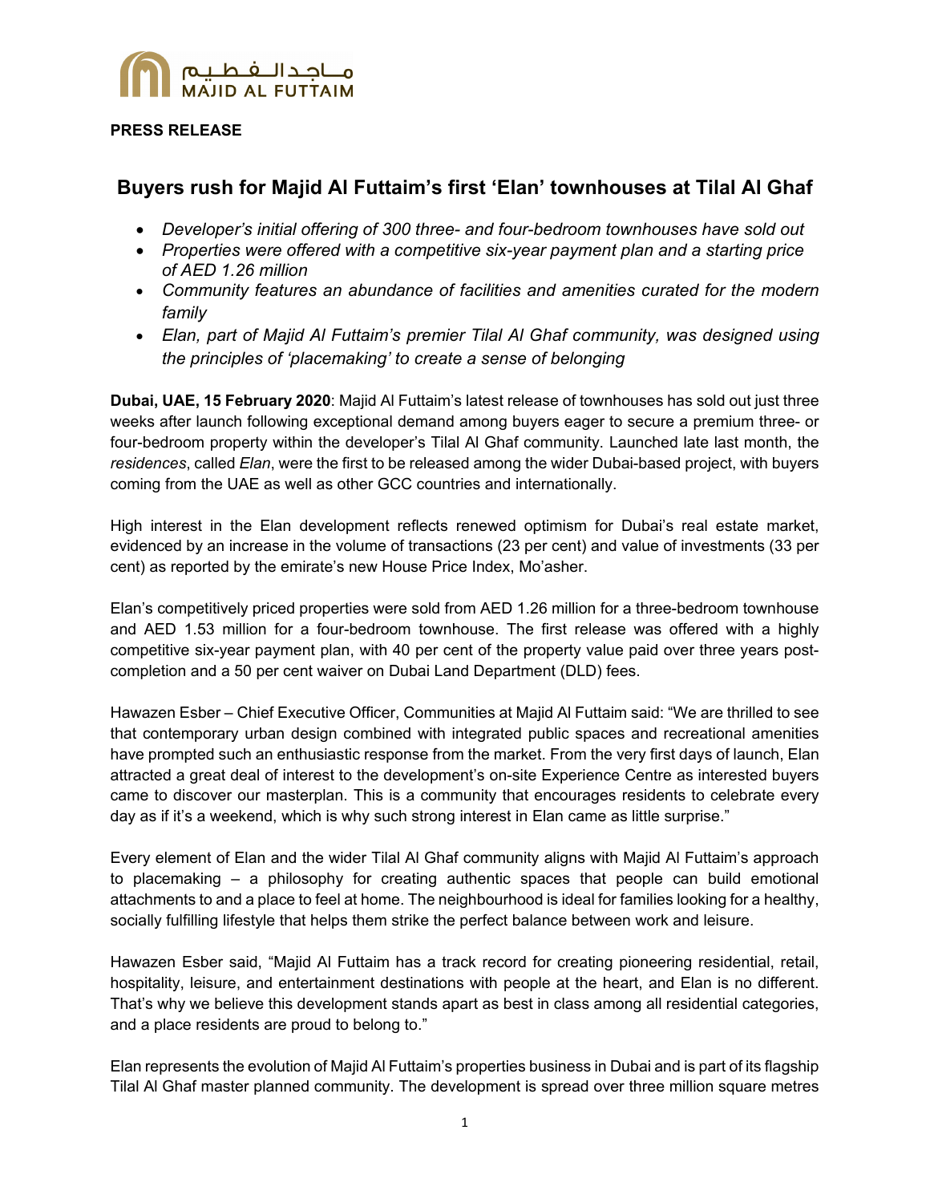مــاجـد الـفـطـيـم
MAJID AL FUTTAIM

**PRESS RELEASE**

# Buyers rush for Majid Al Futtaim's first 'Elan' townhouses at Tilal Al Ghaf

- *Developer's initial offering of 300 three- and four-bedroom townhouses have sold out*
- *Properties were offered with a competitive six-year payment plan and a starting price of AED 1.26 million*
- *Community features an abundance of facilities and amenities curated for the modern family*
- *Elan, part of Majid Al Futtaim's premier Tilal Al Ghaf community, was designed using the principles of 'placemaking' to create a sense of belonging*

**Dubai, UAE, 15 February 2020**: Majid Al Futtaim's latest release of townhouses has sold out just three weeks after launch following exceptional demand among buyers eager to secure a premium three- or four-bedroom property within the developer's Tilal Al Ghaf community. Launched late last month, the *residences*, called *Elan*, were the first to be released among the wider Dubai-based project, with buyers coming from the UAE as well as other GCC countries and internationally.

High interest in the Elan development reflects renewed optimism for Dubai's real estate market, evidenced by an increase in the volume of transactions (23 per cent) and value of investments (33 per cent) as reported by the emirate's new House Price Index, Mo'asher.

Elan's competitively priced properties were sold from AED 1.26 million for a three-bedroom townhouse and AED 1.53 million for a four-bedroom townhouse. The first release was offered with a highly competitive six-year payment plan, with 40 per cent of the property value paid over three years post-completion and a 50 per cent waiver on Dubai Land Department (DLD) fees.

Hawazen Esber – Chief Executive Officer, Communities at Majid Al Futtaim said: "We are thrilled to see that contemporary urban design combined with integrated public spaces and recreational amenities have prompted such an enthusiastic response from the market. From the very first days of launch, Elan attracted a great deal of interest to the development's on-site Experience Centre as interested buyers came to discover our masterplan. This is a community that encourages residents to celebrate every day as if it's a weekend, which is why such strong interest in Elan came as little surprise."

Every element of Elan and the wider Tilal Al Ghaf community aligns with Majid Al Futtaim's approach to placemaking – a philosophy for creating authentic spaces that people can build emotional attachments to and a place to feel at home. The neighbourhood is ideal for families looking for a healthy, socially fulfilling lifestyle that helps them strike the perfect balance between work and leisure.

Hawazen Esber said, "Majid Al Futtaim has a track record for creating pioneering residential, retail, hospitality, leisure, and entertainment destinations with people at the heart, and Elan is no different. That's why we believe this development stands apart as best in class among all residential categories, and a place residents are proud to belong to."

Elan represents the evolution of Majid Al Futtaim's properties business in Dubai and is part of its flagship Tilal Al Ghaf master planned community. The development is spread over three million square metres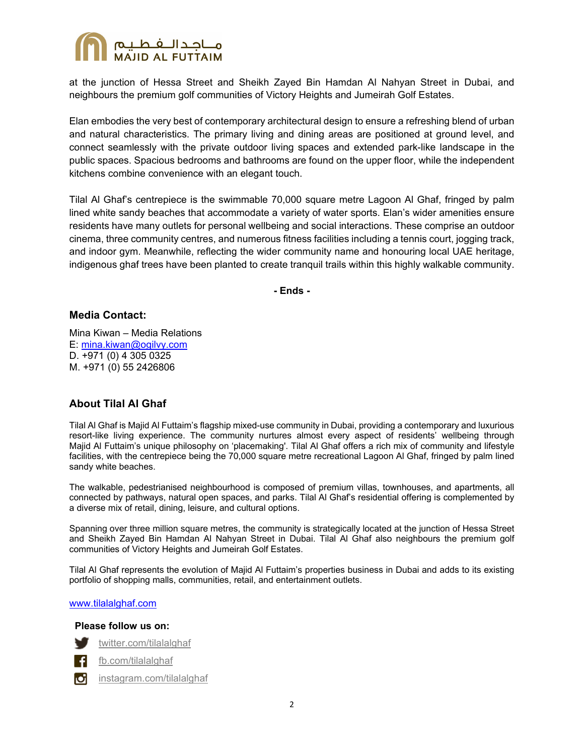at the junction of Hessa Street and Sheikh Zayed Bin Hamdan Al Nahyan Street in Dubai, and neighbours the premium golf communities of Victory Heights and Jumeirah Golf Estates.

Elan embodies the very best of contemporary architectural design to ensure a refreshing blend of urban and natural characteristics. The primary living and dining areas are positioned at ground level, and connect seamlessly with the private outdoor living spaces and extended park-like landscape in the public spaces. Spacious bedrooms and bathrooms are found on the upper floor, while the independent kitchens combine convenience with an elegant touch.

Tilal Al Ghaf's centrepiece is the swimmable 70,000 square metre Lagoon Al Ghaf, fringed by palm lined white sandy beaches that accommodate a variety of water sports. Elan's wider amenities ensure residents have many outlets for personal wellbeing and social interactions. These comprise an outdoor cinema, three community centres, and numerous fitness facilities including a tennis court, jogging track, and indoor gym. Meanwhile, reflecting the wider community name and honouring local UAE heritage, indigenous ghaf trees have been planted to create tranquil trails within this highly walkable community.

**- Ends -**

### Media Contact:

Mina Kiwan – Media Relations
E: mina.kiwan@ogilvy.com
D. +971 (0) 4 305 0325
M. +971 (0) 55 2426806

### About Tilal Al Ghaf

Tilal Al Ghaf is Majid Al Futtaim's flagship mixed-use community in Dubai, providing a contemporary and luxurious resort-like living experience. The community nurtures almost every aspect of residents' wellbeing through Majid Al Futtaim's unique philosophy on 'placemaking'. Tilal Al Ghaf offers a rich mix of community and lifestyle facilities, with the centrepiece being the 70,000 square metre recreational Lagoon Al Ghaf, fringed by palm lined sandy white beaches.

The walkable, pedestrianised neighbourhood is composed of premium villas, townhouses, and apartments, all connected by pathways, natural open spaces, and parks. Tilal Al Ghaf's residential offering is complemented by a diverse mix of retail, dining, leisure, and cultural options.

Spanning over three million square metres, the community is strategically located at the junction of Hessa Street and Sheikh Zayed Bin Hamdan Al Nahyan Street in Dubai. Tilal Al Ghaf also neighbours the premium golf communities of Victory Heights and Jumeirah Golf Estates.

Tilal Al Ghaf represents the evolution of Majid Al Futtaim's properties business in Dubai and adds to its existing portfolio of shopping malls, communities, retail, and entertainment outlets.

www.tilalalghaf.com

**Please follow us on:**

twitter.com/tilalalghaf
fb.com/tilalalghaf
instagram.com/tilalalghaf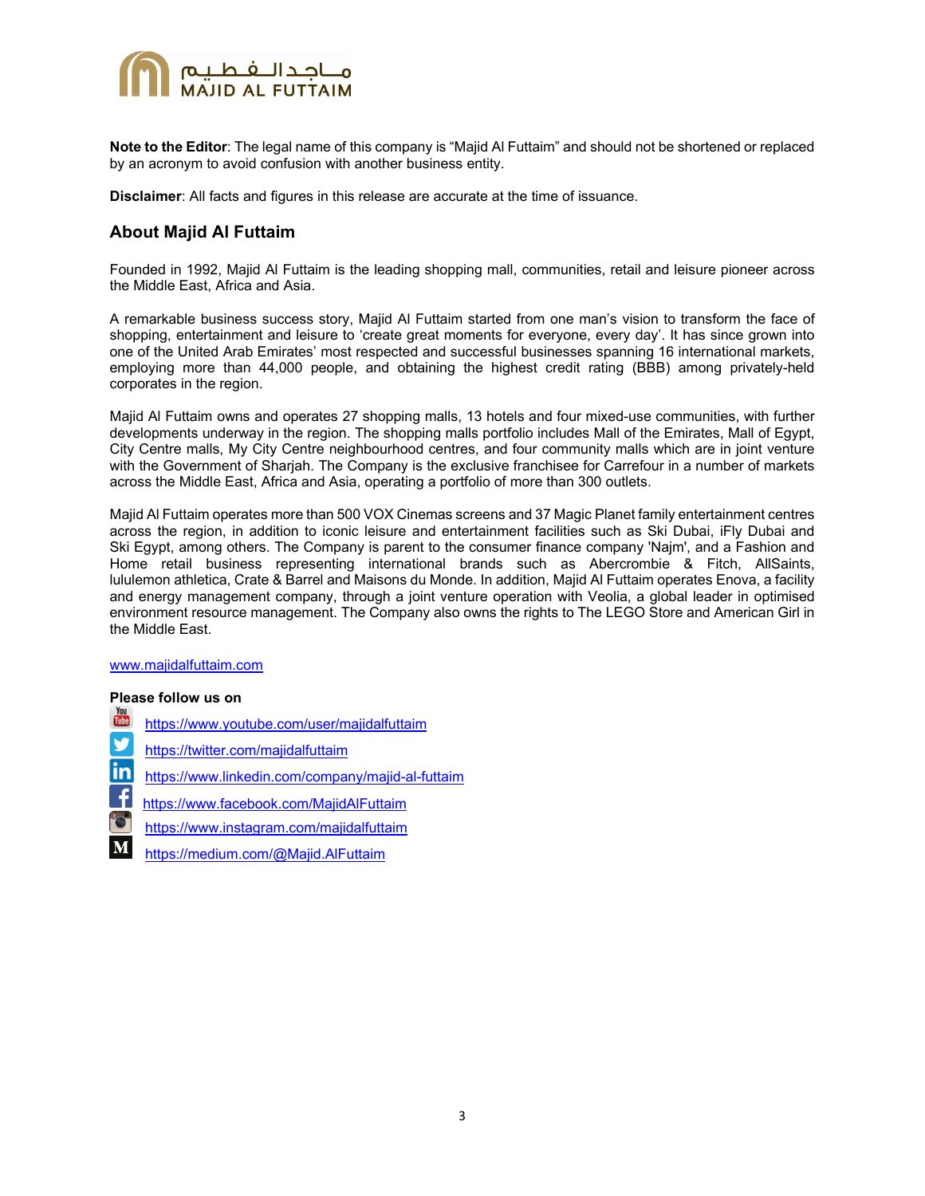**Note to the Editor**: The legal name of this company is “Majid Al Futtaim” and should not be shortened or replaced by an acronym to avoid confusion with another business entity.

**Disclaimer**: All facts and figures in this release are accurate at the time of issuance.

## About Majid Al Futtaim

Founded in 1992, Majid Al Futtaim is the leading shopping mall, communities, retail and leisure pioneer across the Middle East, Africa and Asia.

A remarkable business success story, Majid Al Futtaim started from one man’s vision to transform the face of shopping, entertainment and leisure to ‘create great moments for everyone, every day’. It has since grown into one of the United Arab Emirates’ most respected and successful businesses spanning 16 international markets, employing more than 44,000 people, and obtaining the highest credit rating (BBB) among privately-held corporates in the region.

Majid Al Futtaim owns and operates 27 shopping malls, 13 hotels and four mixed-use communities, with further developments underway in the region. The shopping malls portfolio includes Mall of the Emirates, Mall of Egypt, City Centre malls, My City Centre neighbourhood centres, and four community malls which are in joint venture with the Government of Sharjah. The Company is the exclusive franchisee for Carrefour in a number of markets across the Middle East, Africa and Asia, operating a portfolio of more than 300 outlets.

Majid Al Futtaim operates more than 500 VOX Cinemas screens and 37 Magic Planet family entertainment centres across the region, in addition to iconic leisure and entertainment facilities such as Ski Dubai, iFly Dubai and Ski Egypt, among others. The Company is parent to the consumer finance company 'Najm', and a Fashion and Home retail business representing international brands such as Abercrombie & Fitch, AllSaints, lululemon athletica, Crate & Barrel and Maisons du Monde. In addition, Majid Al Futtaim operates Enova, a facility and energy management company, through a joint venture operation with Veolia, a global leader in optimised environment resource management. The Company also owns the rights to The LEGO Store and American Girl in the Middle East.

www.majidalfuttaim.com

**Please follow us on**

https://www.youtube.com/user/majidalfuttaim

https://twitter.com/majidalfuttaim

https://www.linkedin.com/company/majid-al-futtaim

https://www.facebook.com/MajidAlFuttaim

https://www.instagram.com/majidalfuttaim

https://medium.com/@Majid.AlFuttaim